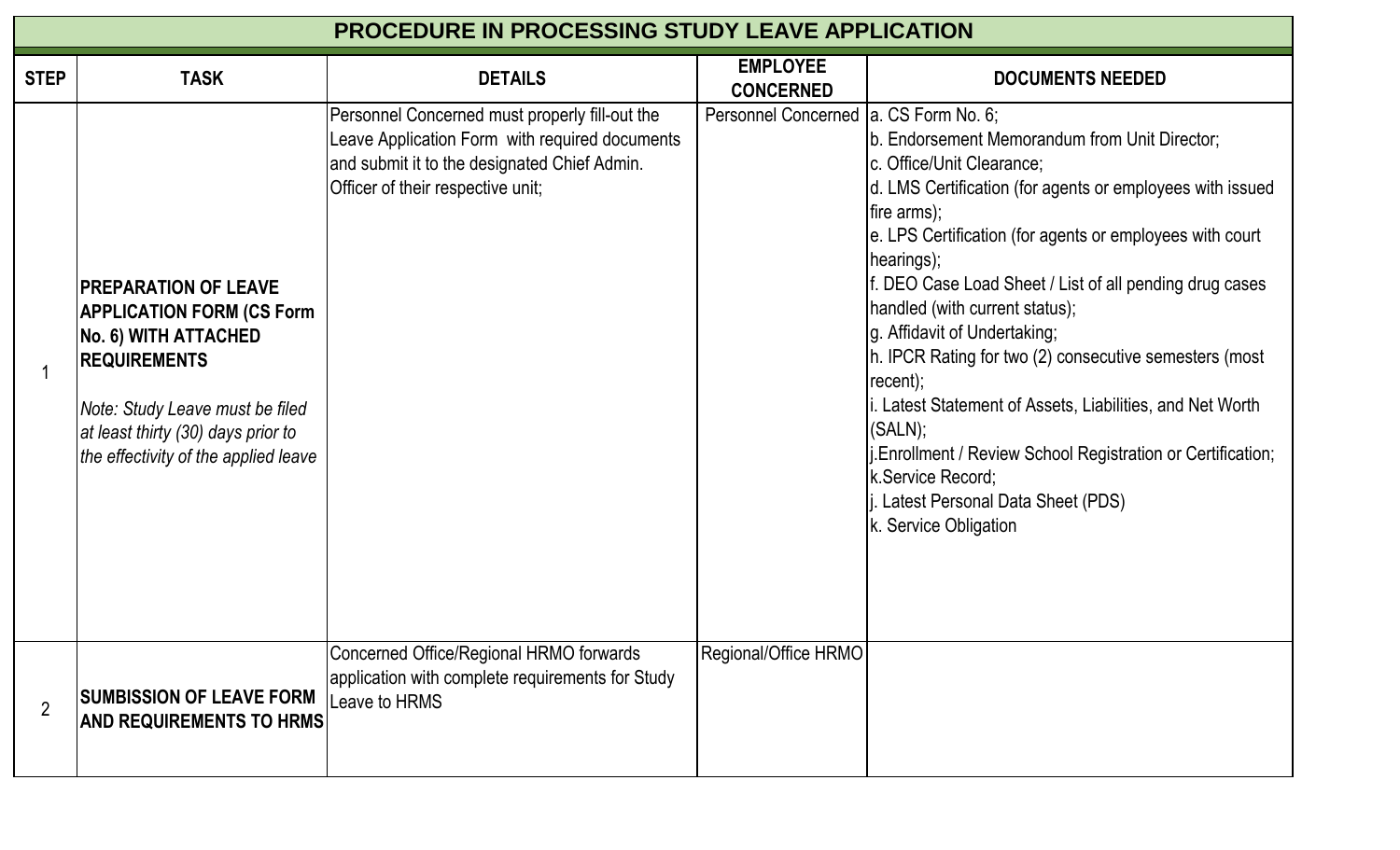# PROCEDURE IN PROCESSING STUDY LEAVE APPLICATION

| STEP | TASK | DETAILS | EMPLOYEE CONCERNED | DOCUMENTS NEEDED |
|---|---|---|---|---|
| 1 | **PREPARATION OF LEAVE APPLICATION FORM (CS Form No. 6) WITH ATTACHED REQUIREMENTS**<br><br>*Note: Study Leave must be filed at least thirty (30) days prior to the effectivity of the applied leave* | Personnel Concerned must properly fill-out the Leave Application Form with required documents and submit it to the designated Chief Admin. Officer of their respective unit; | Personnel Concerned | a. CS Form No. 6;<br>b. Endorsement Memorandum from Unit Director;<br>c. Office/Unit Clearance;<br>d. LMS Certification (for agents or employees with issued fire arms);<br>e. LPS Certification (for agents or employees with court hearings);<br>f. DEO Case Load Sheet / List of all pending drug cases handled (with current status);<br>g. Affidavit of Undertaking;<br>h. IPCR Rating for two (2) consecutive semesters (most recent);<br>i. Latest Statement of Assets, Liabilities, and Net Worth (SALN);<br>j.Enrollment / Review School Registration or Certification;<br>k.Service Record;<br>j. Latest Personal Data Sheet (PDS)<br>k. Service Obligation |
| 2 | **SUMBISSION OF LEAVE FORM AND REQUIREMENTS TO HRMS** | Concerned Office/Regional HRMO forwards application with complete requirements for Study Leave to HRMS | Regional/Office HRMO | |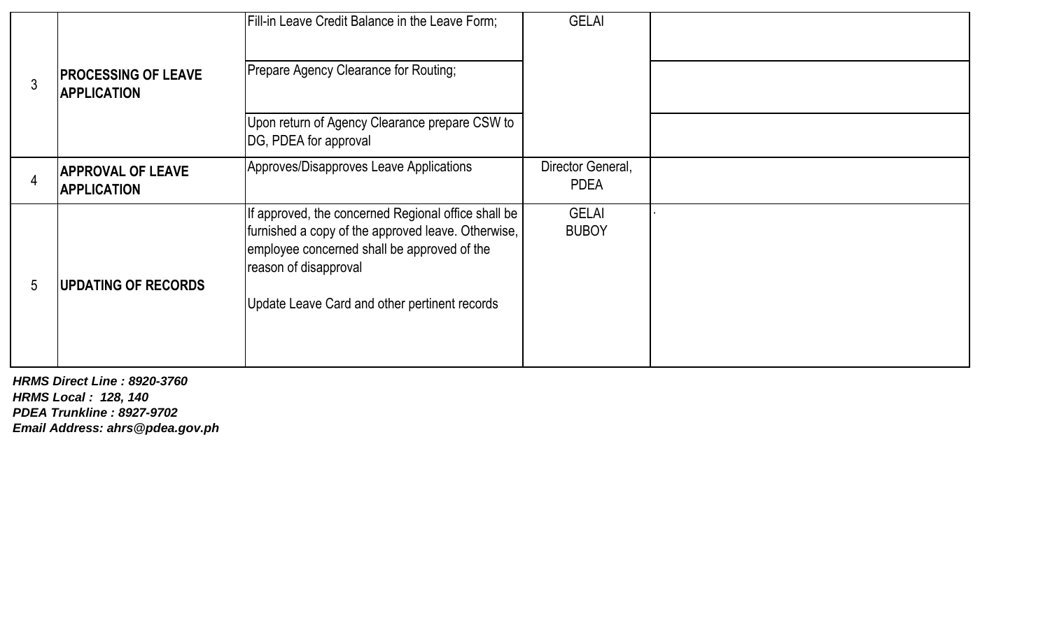| | | | | |
|---|---|---|---|---|
| 3 | **PROCESSING OF LEAVE APPLICATION** | Fill-in Leave Credit Balance in the Leave Form; | GELAI | |
| | | Prepare Agency Clearance for Routing; | | |
| | | Upon return of Agency Clearance prepare CSW to DG, PDEA for approval | | |
| 4 | **APPROVAL OF LEAVE APPLICATION** | Approves/Disapproves Leave Applications | Director General, PDEA | |
| 5 | **UPDATING OF RECORDS** | If approved, the concerned Regional office shall be furnished a copy of the approved leave. Otherwise, employee concerned shall be approved of the reason of disapproval<br><br>Update Leave Card and other pertinent records | GELAI<br>BUBOY | . |

***HRMS Direct Line : 8920-3760***
***HRMS Local : 128, 140***
***PDEA Trunkline : 8927-9702***
***Email Address: ahrs@pdea.gov.ph***